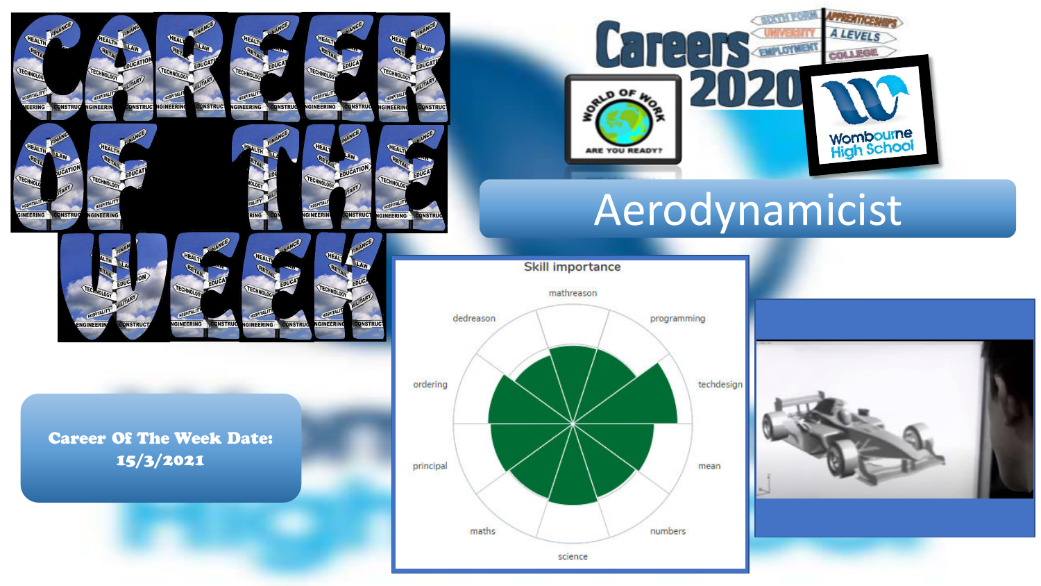# CAREER OF THE WEEK

Careers 2020

SIXTH FORM | UNIVERSITY | EMPLOYMENT | APPRENTICESHIPS | A LEVELS | COLLEGE

WORLD OF WORK — ARE YOU READY?

Wombourne High School

## Aerodynamicist

**Career Of The Week Date: 15/3/2021**

Skill importance

mathreason, programming, techdesign, mean, numbers, science, maths, principal, ordering, dedreason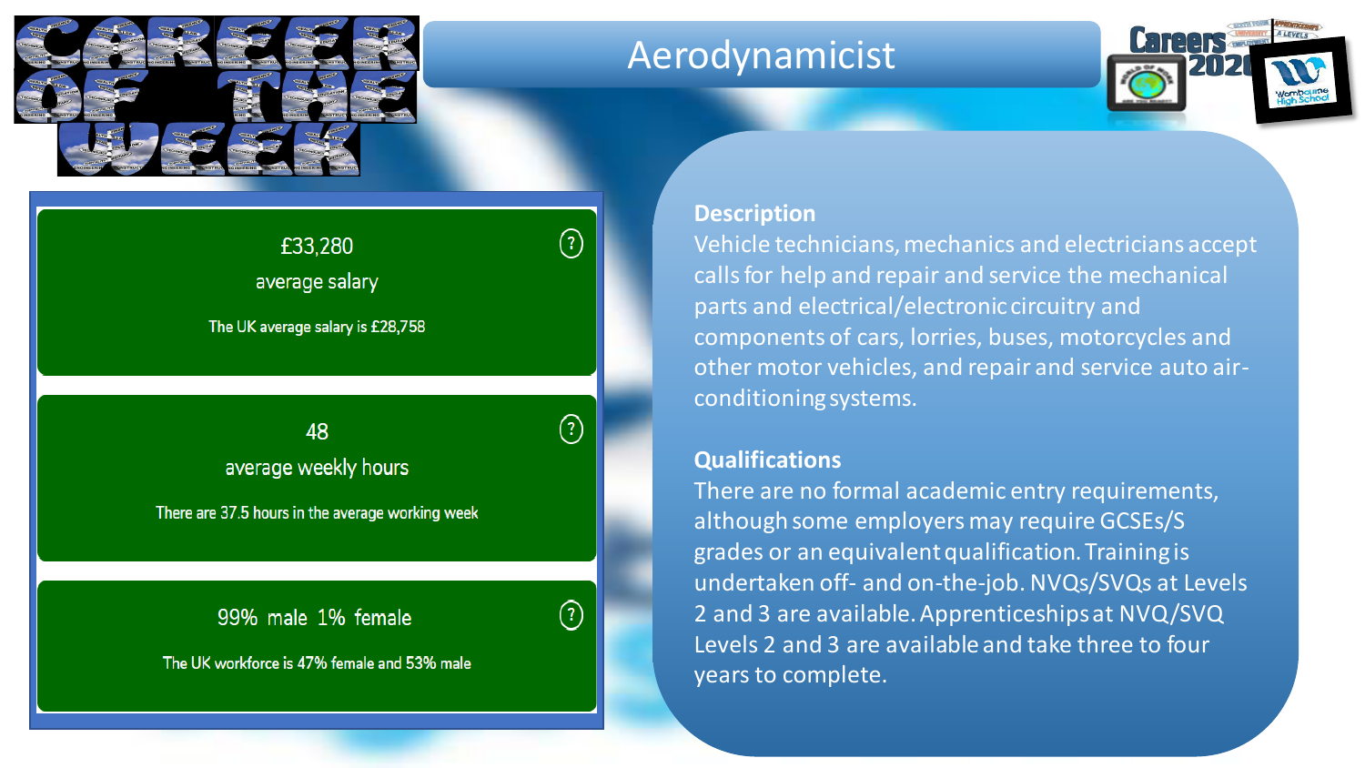# CAREER OF THE WEEK

## Aerodynamicist

£33,280

average salary

The UK average salary is £28,758

48

average weekly hours

There are 37.5 hours in the average working week

99% male 1% female

The UK workforce is 47% female and 53% male

**Description**

Vehicle technicians, mechanics and electricians accept calls for help and repair and service the mechanical parts and electrical/electronic circuitry and components of cars, lorries, buses, motorcycles and other motor vehicles, and repair and service auto air-conditioning systems.

**Qualifications**

There are no formal academic entry requirements, although some employers may require GCSEs/S grades or an equivalent qualification. Training is undertaken off- and on-the-job. NVQs/SVQs at Levels 2 and 3 are available. Apprenticeships at NVQ/SVQ Levels 2 and 3 are available and take three to four years to complete.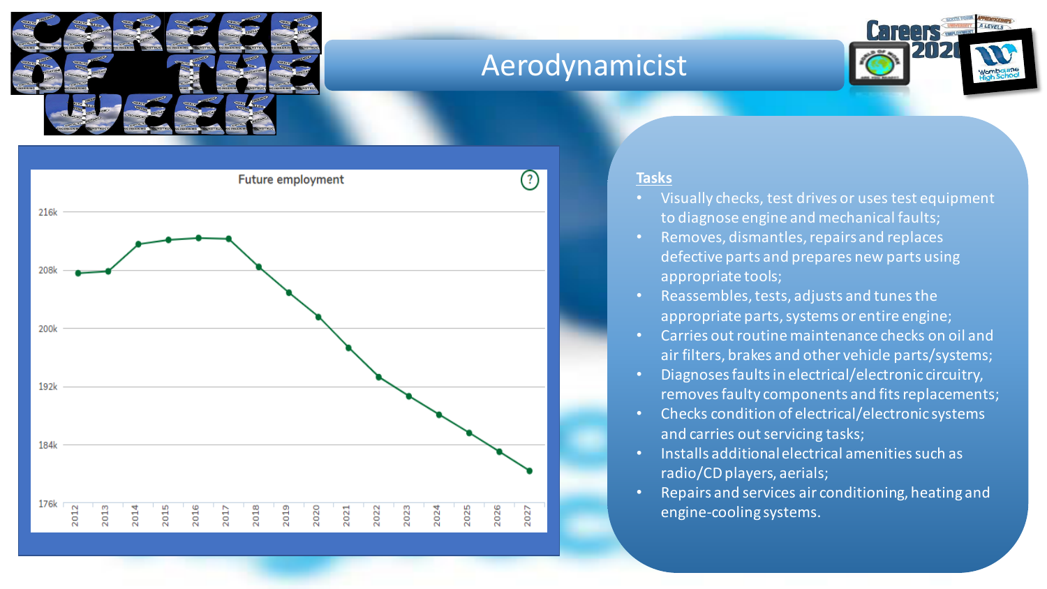# Aerodynamicist

**Future employment**

| Year | Employment (approx.) |
|---|---|
| 2012 | 208k |
| 2013 | 208k |
| 2014 | 212k |
| 2015 | 213k |
| 2016 | 213k |
| 2017 | 213k |
| 2018 | 209k |
| 2019 | 205k |
| 2020 | 202k |
| 2021 | 197k |
| 2022 | 193k |
| 2023 | 190k |
| 2024 | 188k |
| 2025 | 185k |
| 2026 | 183k |
| 2027 | 180k |

**Tasks**

- Visually checks, test drives or uses test equipment to diagnose engine and mechanical faults;
- Removes, dismantles, repairs and replaces defective parts and prepares new parts using appropriate tools;
- Reassembles, tests, adjusts and tunes the appropriate parts, systems or entire engine;
- Carries out routine maintenance checks on oil and air filters, brakes and other vehicle parts/systems;
- Diagnoses faults in electrical/electronic circuitry, removes faulty components and fits replacements;
- Checks condition of electrical/electronic systems and carries out servicing tasks;
- Installs additional electrical amenities such as radio/CD players, aerials;
- Repairs and services air conditioning, heating and engine-cooling systems.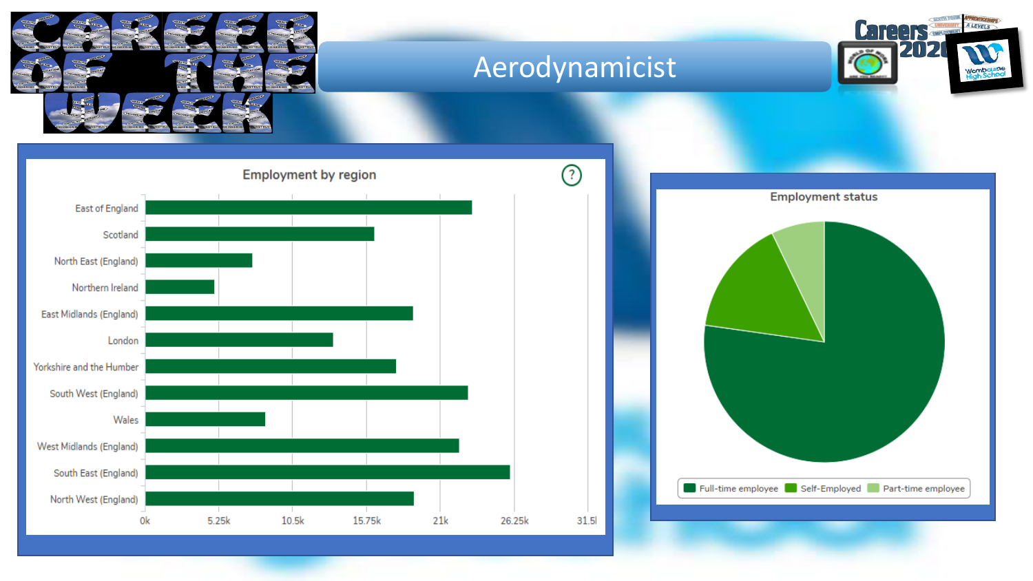# Aerodynamicist

CAREER OF THE WEEK

Careers 2020

Wombourne High School

## Employment by region

East of England
Scotland
North East (England)
Northern Ireland
East Midlands (England)
London
Yorkshire and the Humber
South West (England)
Wales
West Midlands (England)
South East (England)
North West (England)

0k
5.25k
10.5k
15.75k
21k
26.25k
31.5k

## Employment status

Full-time employee
Self-Employed
Part-time employee